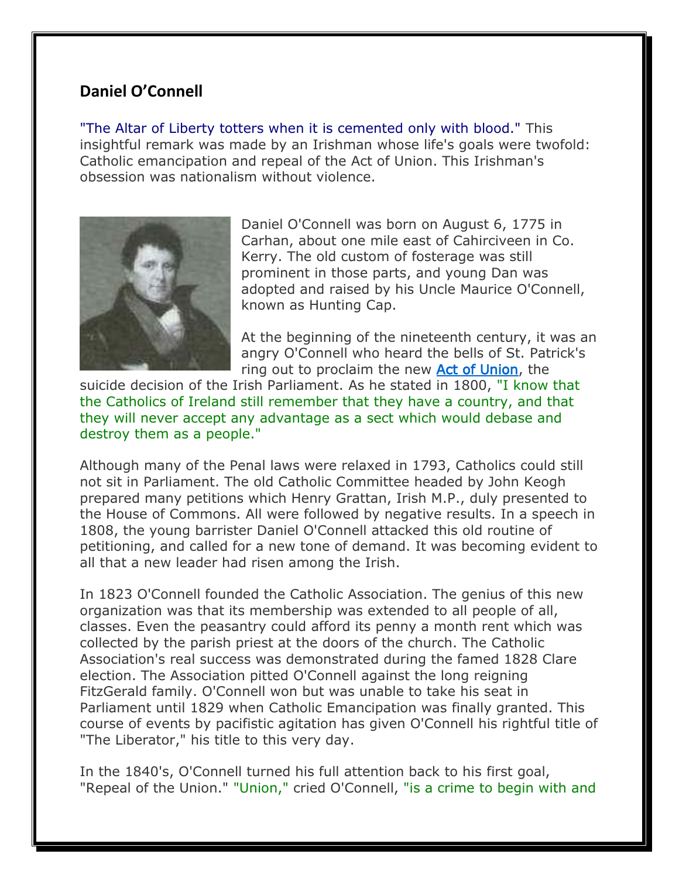## Daniel O'Connell

"The Altar of Liberty totters when it is cemented only with blood." This insightful remark was made by an Irishman whose life's goals were twofold: Catholic emancipation and repeal of the Act of Union. This Irishman's obsession was nationalism without violence.

Daniel O'Connell was born on August 6, 1775 in Carhan, about one mile east of Cahirciveen in Co. Kerry. The old custom of fosterage was still prominent in those parts, and young Dan was adopted and raised by his Uncle Maurice O'Connell, known as Hunting Cap.

At the beginning of the nineteenth century, it was an angry O'Connell who heard the bells of St. Patrick's ring out to proclaim the new Act of Union, the suicide decision of the Irish Parliament. As he stated in 1800, "I know that the Catholics of Ireland still remember that they have a country, and that they will never accept any advantage as a sect which would debase and destroy them as a people."

Although many of the Penal laws were relaxed in 1793, Catholics could still not sit in Parliament. The old Catholic Committee headed by John Keogh prepared many petitions which Henry Grattan, Irish M.P., duly presented to the House of Commons. All were followed by negative results. In a speech in 1808, the young barrister Daniel O'Connell attacked this old routine of petitioning, and called for a new tone of demand. It was becoming evident to all that a new leader had risen among the Irish.

In 1823 O'Connell founded the Catholic Association. The genius of this new organization was that its membership was extended to all people of all, classes. Even the peasantry could afford its penny a month rent which was collected by the parish priest at the doors of the church. The Catholic Association's real success was demonstrated during the famed 1828 Clare election. The Association pitted O'Connell against the long reigning FitzGerald family. O'Connell won but was unable to take his seat in Parliament until 1829 when Catholic Emancipation was finally granted. This course of events by pacifistic agitation has given O'Connell his rightful title of "The Liberator," his title to this very day.

In the 1840's, O'Connell turned his full attention back to his first goal, "Repeal of the Union." "Union," cried O'Connell, "is a crime to begin with and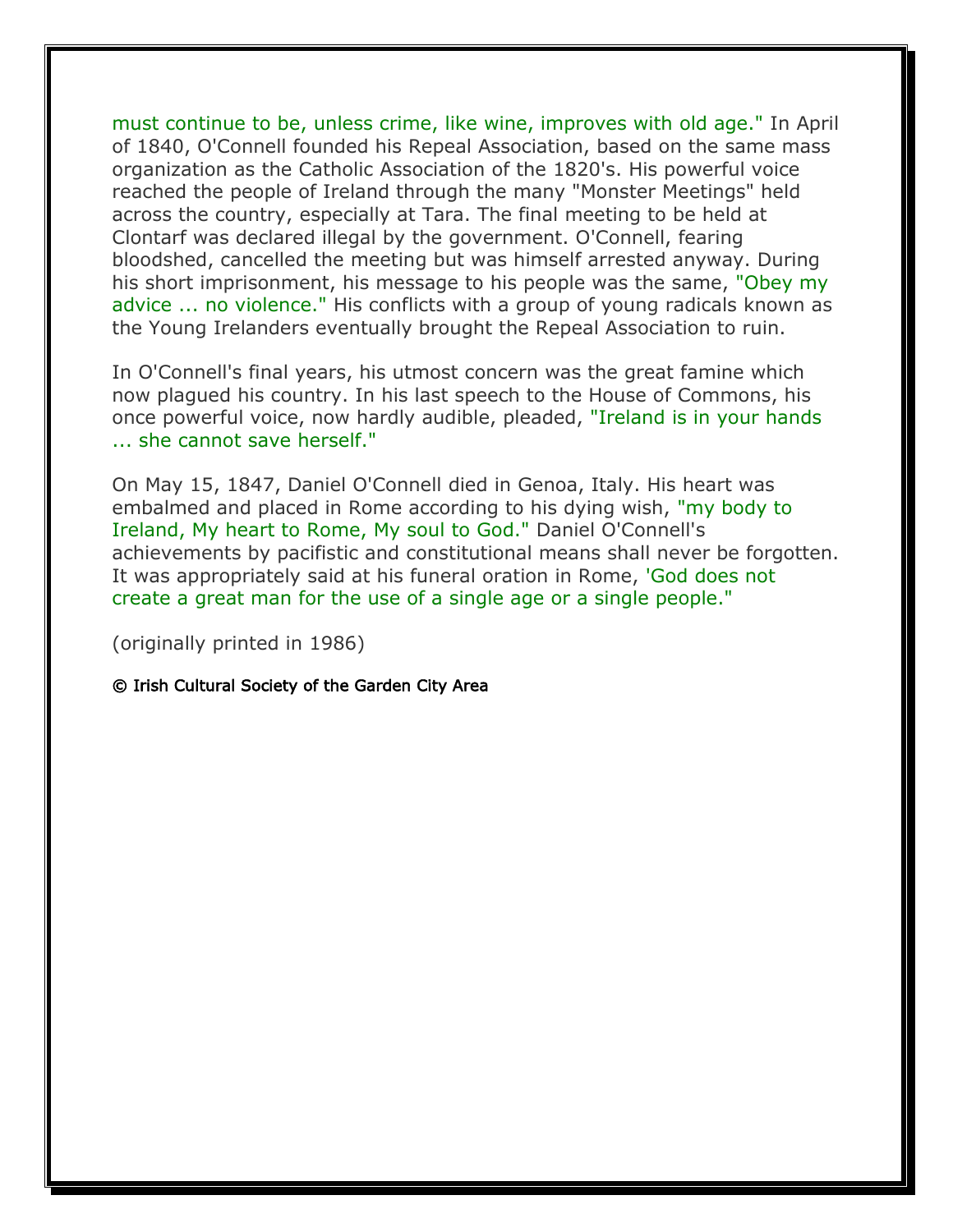must continue to be, unless crime, like wine, improves with old age." In April of 1840, O'Connell founded his Repeal Association, based on the same mass organization as the Catholic Association of the 1820's. His powerful voice reached the people of Ireland through the many "Monster Meetings" held across the country, especially at Tara. The final meeting to be held at Clontarf was declared illegal by the government. O'Connell, fearing bloodshed, cancelled the meeting but was himself arrested anyway. During his short imprisonment, his message to his people was the same, "Obey my advice ... no violence." His conflicts with a group of young radicals known as the Young Irelanders eventually brought the Repeal Association to ruin.

In O'Connell's final years, his utmost concern was the great famine which now plagued his country. In his last speech to the House of Commons, his once powerful voice, now hardly audible, pleaded, "Ireland is in your hands ... she cannot save herself."

On May 15, 1847, Daniel O'Connell died in Genoa, Italy. His heart was embalmed and placed in Rome according to his dying wish, "my body to Ireland, My heart to Rome, My soul to God." Daniel O'Connell's achievements by pacifistic and constitutional means shall never be forgotten. It was appropriately said at his funeral oration in Rome, 'God does not create a great man for the use of a single age or a single people."

(originally printed in 1986)

© Irish Cultural Society of the Garden City Area